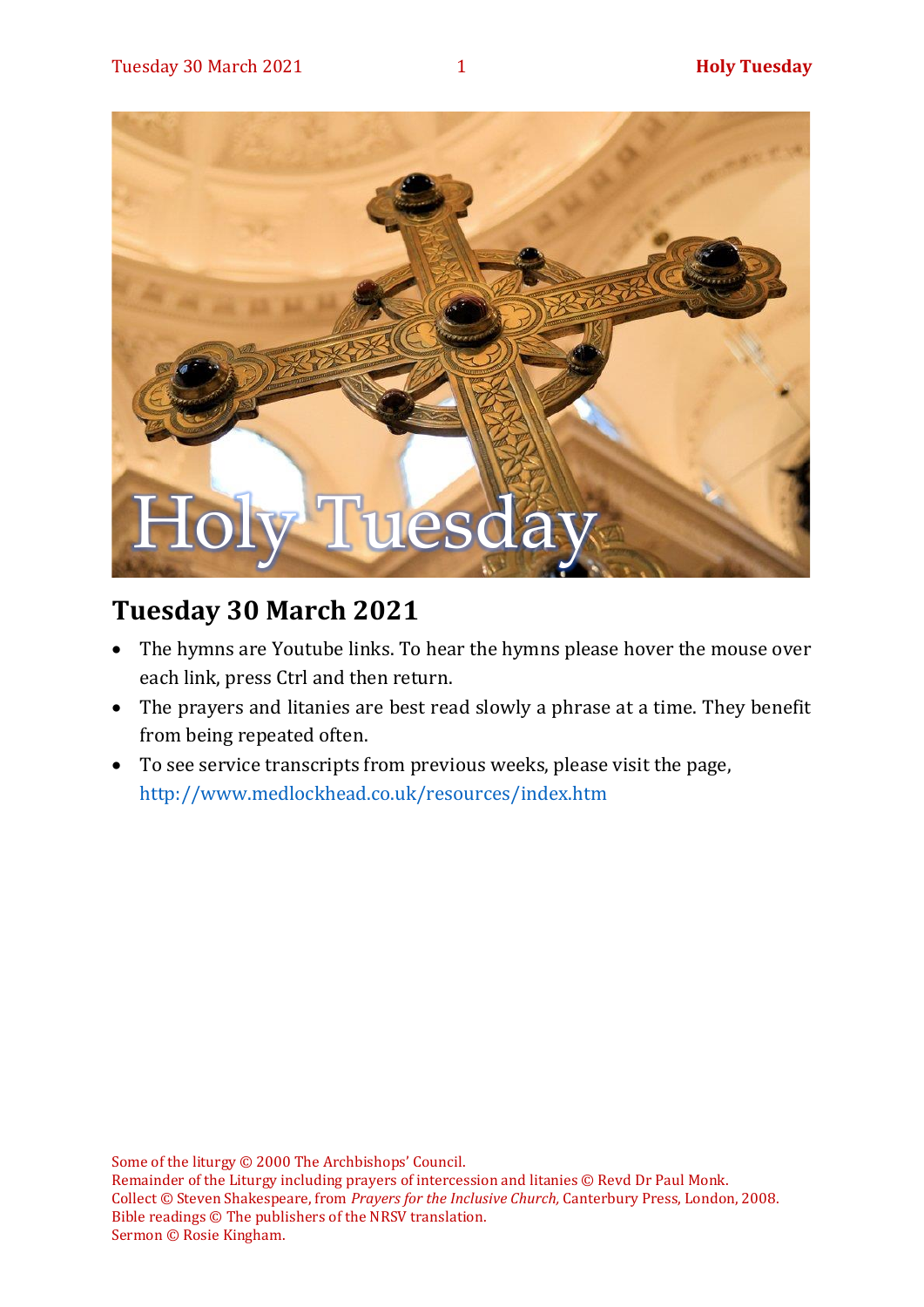# Tuesday 30 March 2021

- The hymns are Youtube links. To hear the hymns please hover the mouse over each link, press Ctrl and then return.
- The prayers and litanies are best read slowly a phrase at a time. They benefit from being repeated often.
- To see service transcripts from previous weeks, please visit the page, http://www.medlockhead.co.uk/resources/index.htm

Some of the liturgy © 2000 The Archbishops' Council.
Remainder of the Liturgy including prayers of intercession and litanies © Revd Dr Paul Monk.
Collect © Steven Shakespeare, from *Prayers for the Inclusive Church,* Canterbury Press, London, 2008.
Bible readings © The publishers of the NRSV translation.
Sermon © Rosie Kingham.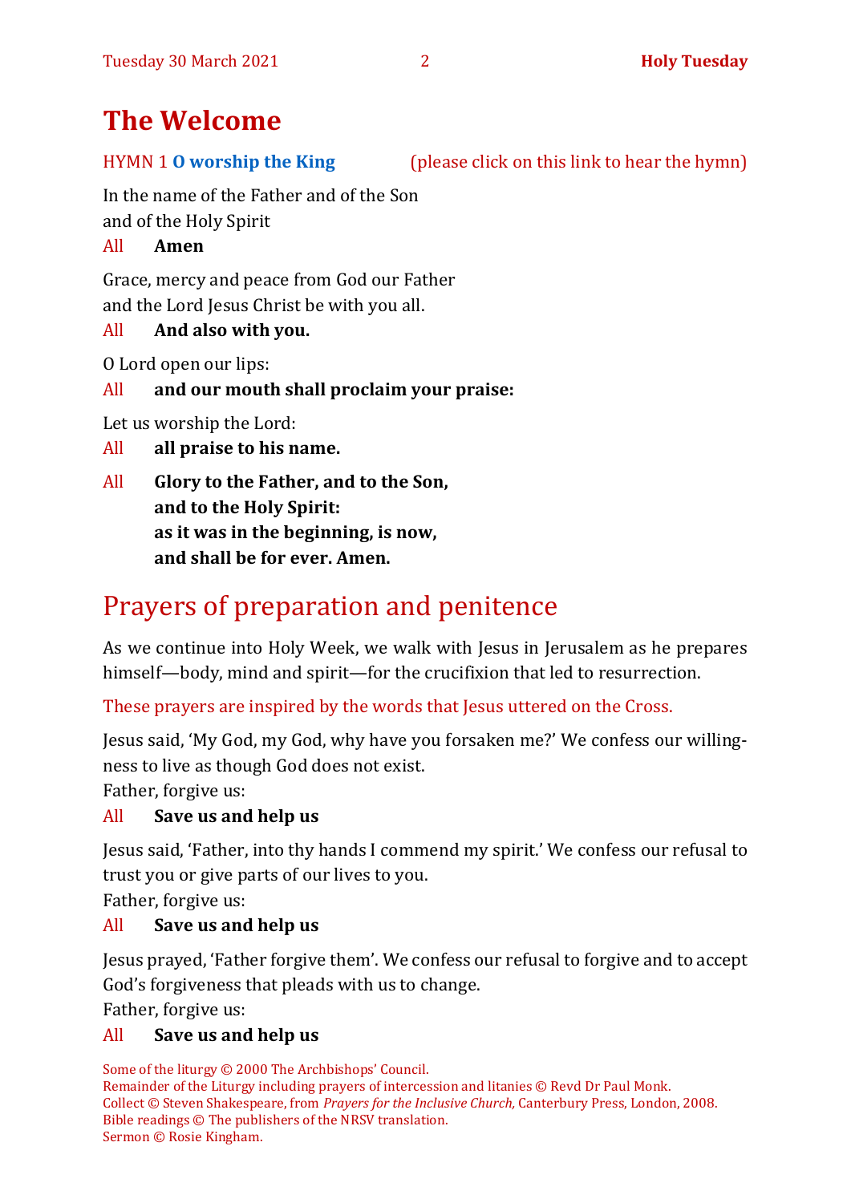# The Welcome

HYMN 1 **O worship the King** (please click on this link to hear the hymn)

In the name of the Father and of the Son
and of the Holy Spirit

All **Amen**

Grace, mercy and peace from God our Father
and the Lord Jesus Christ be with you all.

All **And also with you.**

O Lord open our lips:

All **and our mouth shall proclaim your praise:**

Let us worship the Lord:

All **all praise to his name.**

All **Glory to the Father, and to the Son,**
**and to the Holy Spirit:**
**as it was in the beginning, is now,**
**and shall be for ever. Amen.**

## Prayers of preparation and penitence

As we continue into Holy Week, we walk with Jesus in Jerusalem as he prepares himself—body, mind and spirit—for the crucifixion that led to resurrection.

These prayers are inspired by the words that Jesus uttered on the Cross.

Jesus said, 'My God, my God, why have you forsaken me?' We confess our willingness to live as though God does not exist.
Father, forgive us:

All **Save us and help us**

Jesus said, 'Father, into thy hands I commend my spirit.' We confess our refusal to trust you or give parts of our lives to you.
Father, forgive us:

All **Save us and help us**

Jesus prayed, 'Father forgive them'. We confess our refusal to forgive and to accept God's forgiveness that pleads with us to change.
Father, forgive us:

All **Save us and help us**

Some of the liturgy © 2000 The Archbishops' Council.
Remainder of the Liturgy including prayers of intercession and litanies © Revd Dr Paul Monk.
Collect © Steven Shakespeare, from *Prayers for the Inclusive Church,* Canterbury Press, London, 2008.
Bible readings © The publishers of the NRSV translation.
Sermon © Rosie Kingham.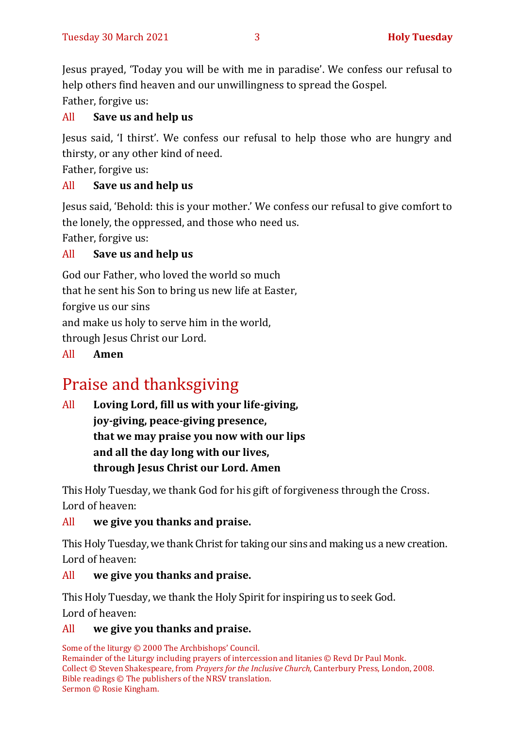Jesus prayed, ‘Today you will be with me in paradise’. We confess our refusal to help others find heaven and our unwillingness to spread the Gospel.
Father, forgive us:

All **Save us and help us**

Jesus said, ‘I thirst’. We confess our refusal to help those who are hungry and thirsty, or any other kind of need.
Father, forgive us:

All **Save us and help us**

Jesus said, ‘Behold: this is your mother.’ We confess our refusal to give comfort to the lonely, the oppressed, and those who need us.
Father, forgive us:

All **Save us and help us**

God our Father, who loved the world so much
that he sent his Son to bring us new life at Easter,
forgive us our sins
and make us holy to serve him in the world,
through Jesus Christ our Lord.

All **Amen**

# Praise and thanksgiving

All **Loving Lord, fill us with your life-giving,**
**joy-giving, peace-giving presence,**
**that we may praise you now with our lips**
**and all the day long with our lives,**
**through Jesus Christ our Lord. Amen**

This Holy Tuesday, we thank God for his gift of forgiveness through the Cross.
Lord of heaven:

All **we give you thanks and praise.**

This Holy Tuesday, we thank Christ for taking our sins and making us a new creation.
Lord of heaven:

All **we give you thanks and praise.**

This Holy Tuesday, we thank the Holy Spirit for inspiring us to seek God.
Lord of heaven:

All **we give you thanks and praise.**

Some of the liturgy © 2000 The Archbishops’ Council.
Remainder of the Liturgy including prayers of intercession and litanies © Revd Dr Paul Monk.
Collect © Steven Shakespeare, from *Prayers for the Inclusive Church,* Canterbury Press, London, 2008.
Bible readings © The publishers of the NRSV translation.
Sermon © Rosie Kingham.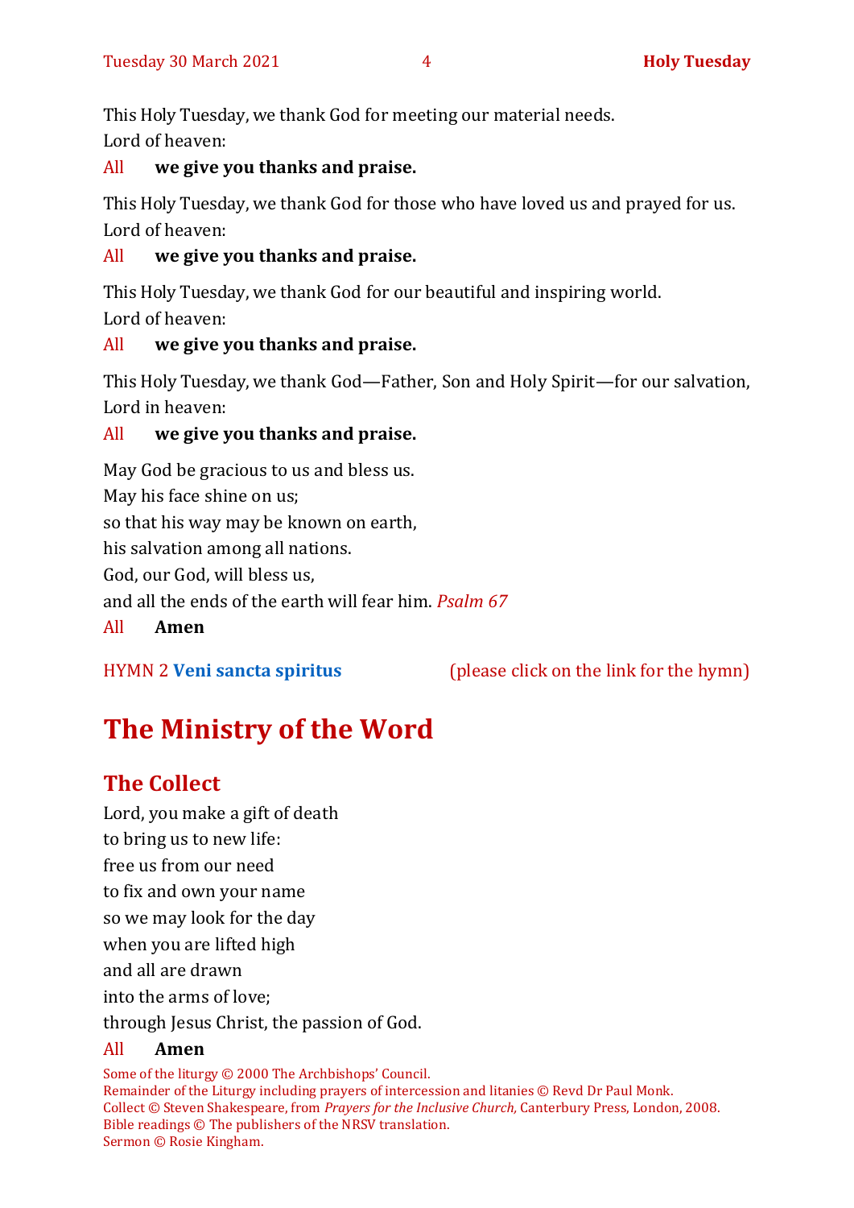This Holy Tuesday, we thank God for meeting our material needs.
Lord of heaven:

All **we give you thanks and praise.**

This Holy Tuesday, we thank God for those who have loved us and prayed for us.
Lord of heaven:

All **we give you thanks and praise.**

This Holy Tuesday, we thank God for our beautiful and inspiring world.
Lord of heaven:

All **we give you thanks and praise.**

This Holy Tuesday, we thank God—Father, Son and Holy Spirit—for our salvation,
Lord in heaven:

All **we give you thanks and praise.**

May God be gracious to us and bless us.
May his face shine on us;
so that his way may be known on earth,
his salvation among all nations.
God, our God, will bless us,
and all the ends of the earth will fear him. *Psalm 67*

All **Amen**

HYMN 2 **Veni sancta spiritus** (please click on the link for the hymn)

# The Ministry of the Word

## The Collect

Lord, you make a gift of death
to bring us to new life:
free us from our need
to fix and own your name
so we may look for the day
when you are lifted high
and all are drawn
into the arms of love;
through Jesus Christ, the passion of God.

All **Amen**

Some of the liturgy © 2000 The Archbishops' Council.
Remainder of the Liturgy including prayers of intercession and litanies © Revd Dr Paul Monk.
Collect © Steven Shakespeare, from *Prayers for the Inclusive Church,* Canterbury Press, London, 2008.
Bible readings © The publishers of the NRSV translation.
Sermon © Rosie Kingham.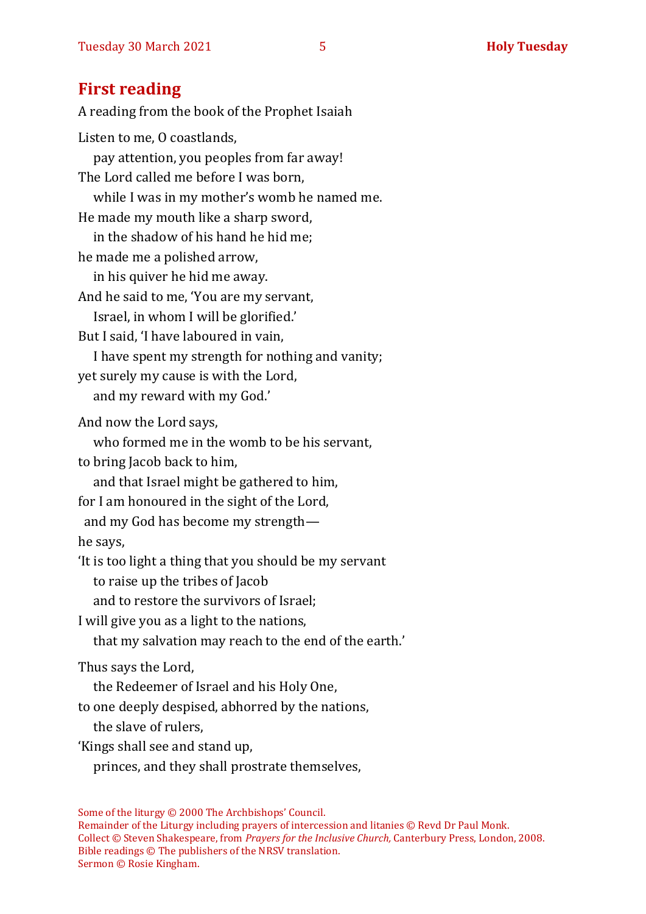## First reading

A reading from the book of the Prophet Isaiah

Listen to me, O coastlands,
  pay attention, you peoples from far away!
The Lord called me before I was born,
  while I was in my mother's womb he named me.
He made my mouth like a sharp sword,
  in the shadow of his hand he hid me;
he made me a polished arrow,
  in his quiver he hid me away.
And he said to me, 'You are my servant,
  Israel, in whom I will be glorified.'
But I said, 'I have laboured in vain,
  I have spent my strength for nothing and vanity;
yet surely my cause is with the Lord,
  and my reward with my God.'

And now the Lord says,
  who formed me in the womb to be his servant,
to bring Jacob back to him,
  and that Israel might be gathered to him,
for I am honoured in the sight of the Lord,
  and my God has become my strength—
he says,
'It is too light a thing that you should be my servant
  to raise up the tribes of Jacob
  and to restore the survivors of Israel;
I will give you as a light to the nations,
  that my salvation may reach to the end of the earth.'

Thus says the Lord,
  the Redeemer of Israel and his Holy One,
to one deeply despised, abhorred by the nations,
  the slave of rulers,
'Kings shall see and stand up,
  princes, and they shall prostrate themselves,

Some of the liturgy © 2000 The Archbishops' Council.
Remainder of the Liturgy including prayers of intercession and litanies © Revd Dr Paul Monk.
Collect © Steven Shakespeare, from *Prayers for the Inclusive Church,* Canterbury Press, London, 2008.
Bible readings © The publishers of the NRSV translation.
Sermon © Rosie Kingham.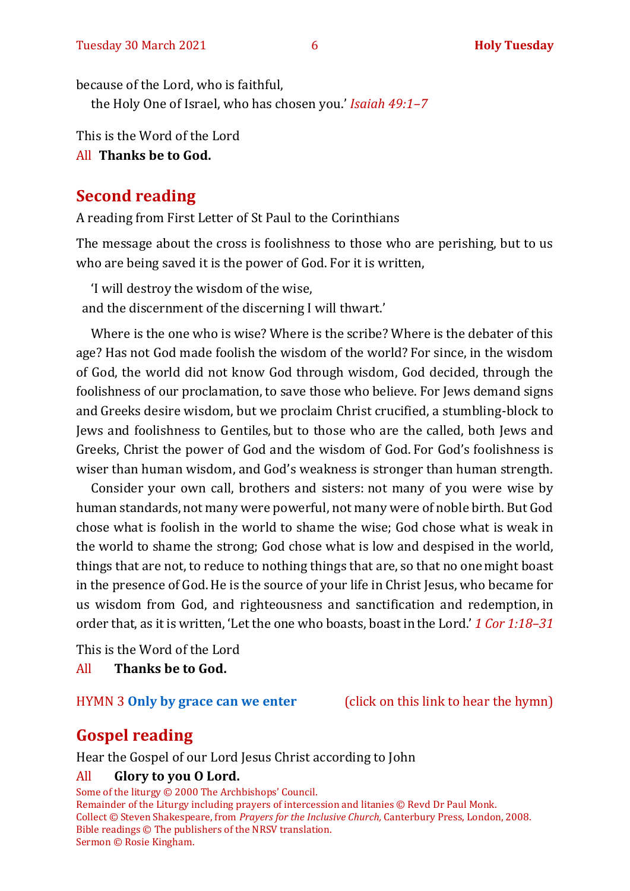because of the Lord, who is faithful,
  the Holy One of Israel, who has chosen you.' *Isaiah 49:1–7*

This is the Word of the Lord
All **Thanks be to God.**

## Second reading

A reading from First Letter of St Paul to the Corinthians

The message about the cross is foolishness to those who are perishing, but to us who are being saved it is the power of God. For it is written,

'I will destroy the wisdom of the wise,
 and the discernment of the discerning I will thwart.'

Where is the one who is wise? Where is the scribe? Where is the debater of this age? Has not God made foolish the wisdom of the world? For since, in the wisdom of God, the world did not know God through wisdom, God decided, through the foolishness of our proclamation, to save those who believe. For Jews demand signs and Greeks desire wisdom, but we proclaim Christ crucified, a stumbling-block to Jews and foolishness to Gentiles, but to those who are the called, both Jews and Greeks, Christ the power of God and the wisdom of God. For God's foolishness is wiser than human wisdom, and God's weakness is stronger than human strength.

Consider your own call, brothers and sisters: not many of you were wise by human standards, not many were powerful, not many were of noble birth. But God chose what is foolish in the world to shame the wise; God chose what is weak in the world to shame the strong; God chose what is low and despised in the world, things that are not, to reduce to nothing things that are, so that no one might boast in the presence of God. He is the source of your life in Christ Jesus, who became for us wisdom from God, and righteousness and sanctification and redemption, in order that, as it is written, 'Let the one who boasts, boast in the Lord.' *1 Cor 1:18–31*

This is the Word of the Lord
All **Thanks be to God.**

HYMN 3 **Only by grace can we enter** (click on this link to hear the hymn)

## Gospel reading

Hear the Gospel of our Lord Jesus Christ according to John
All **Glory to you O Lord.**

Some of the liturgy © 2000 The Archbishops' Council.
Remainder of the Liturgy including prayers of intercession and litanies © Revd Dr Paul Monk.
Collect © Steven Shakespeare, from *Prayers for the Inclusive Church,* Canterbury Press, London, 2008.
Bible readings © The publishers of the NRSV translation.
Sermon © Rosie Kingham.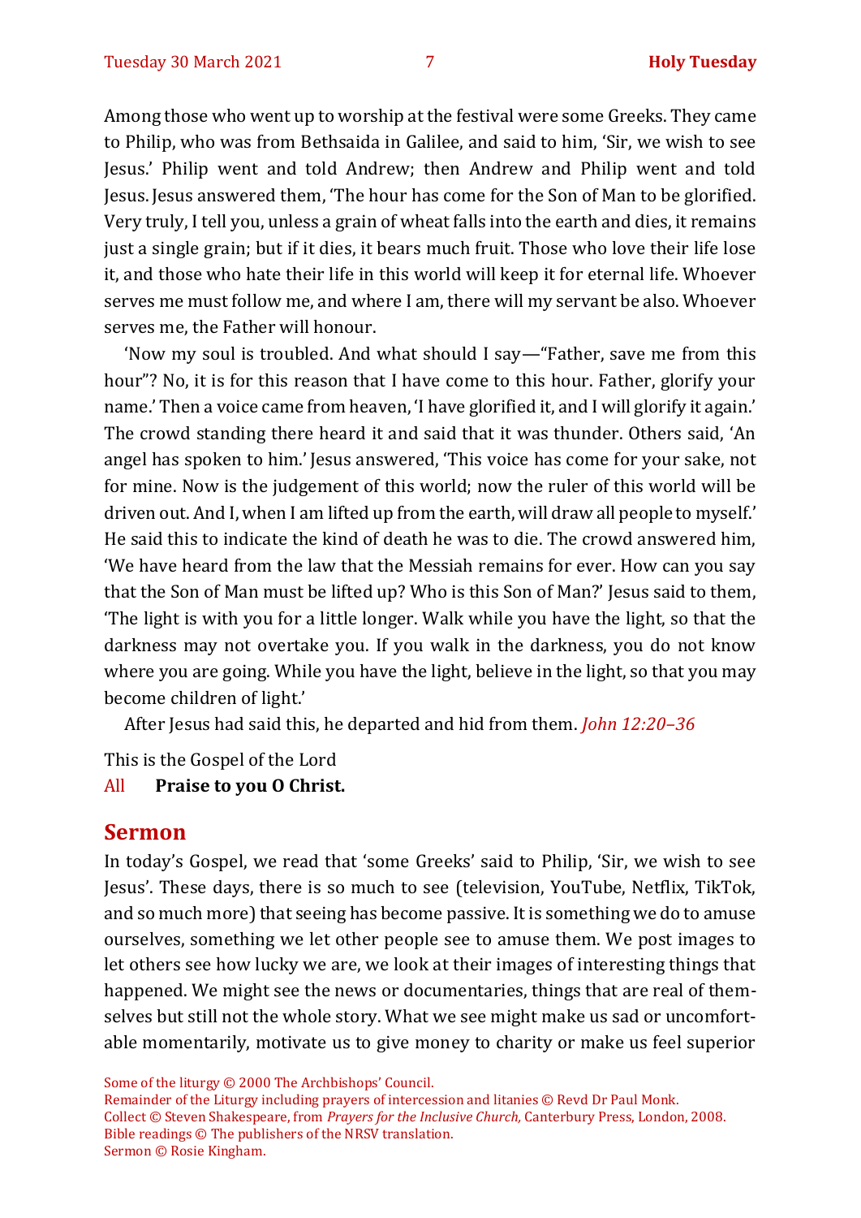Among those who went up to worship at the festival were some Greeks. They came to Philip, who was from Bethsaida in Galilee, and said to him, 'Sir, we wish to see Jesus.' Philip went and told Andrew; then Andrew and Philip went and told Jesus. Jesus answered them, 'The hour has come for the Son of Man to be glorified. Very truly, I tell you, unless a grain of wheat falls into the earth and dies, it remains just a single grain; but if it dies, it bears much fruit. Those who love their life lose it, and those who hate their life in this world will keep it for eternal life. Whoever serves me must follow me, and where I am, there will my servant be also. Whoever serves me, the Father will honour.

'Now my soul is troubled. And what should I say—"Father, save me from this hour"? No, it is for this reason that I have come to this hour. Father, glorify your name.' Then a voice came from heaven, 'I have glorified it, and I will glorify it again.' The crowd standing there heard it and said that it was thunder. Others said, 'An angel has spoken to him.' Jesus answered, 'This voice has come for your sake, not for mine. Now is the judgement of this world; now the ruler of this world will be driven out. And I, when I am lifted up from the earth, will draw all people to myself.' He said this to indicate the kind of death he was to die. The crowd answered him, 'We have heard from the law that the Messiah remains for ever. How can you say that the Son of Man must be lifted up? Who is this Son of Man?' Jesus said to them, 'The light is with you for a little longer. Walk while you have the light, so that the darkness may not overtake you. If you walk in the darkness, you do not know where you are going. While you have the light, believe in the light, so that you may become children of light.'

After Jesus had said this, he departed and hid from them. *John 12:20–36*

This is the Gospel of the Lord
All **Praise to you O Christ.**

## Sermon

In today's Gospel, we read that 'some Greeks' said to Philip, 'Sir, we wish to see Jesus'. These days, there is so much to see (television, YouTube, Netflix, TikTok, and so much more) that seeing has become passive. It is something we do to amuse ourselves, something we let other people see to amuse them. We post images to let others see how lucky we are, we look at their images of interesting things that happened. We might see the news or documentaries, things that are real of themselves but still not the whole story. What we see might make us sad or uncomfortable momentarily, motivate us to give money to charity or make us feel superior

Some of the liturgy © 2000 The Archbishops' Council.
Remainder of the Liturgy including prayers of intercession and litanies © Revd Dr Paul Monk.
Collect © Steven Shakespeare, from *Prayers for the Inclusive Church,* Canterbury Press, London, 2008.
Bible readings © The publishers of the NRSV translation.
Sermon © Rosie Kingham.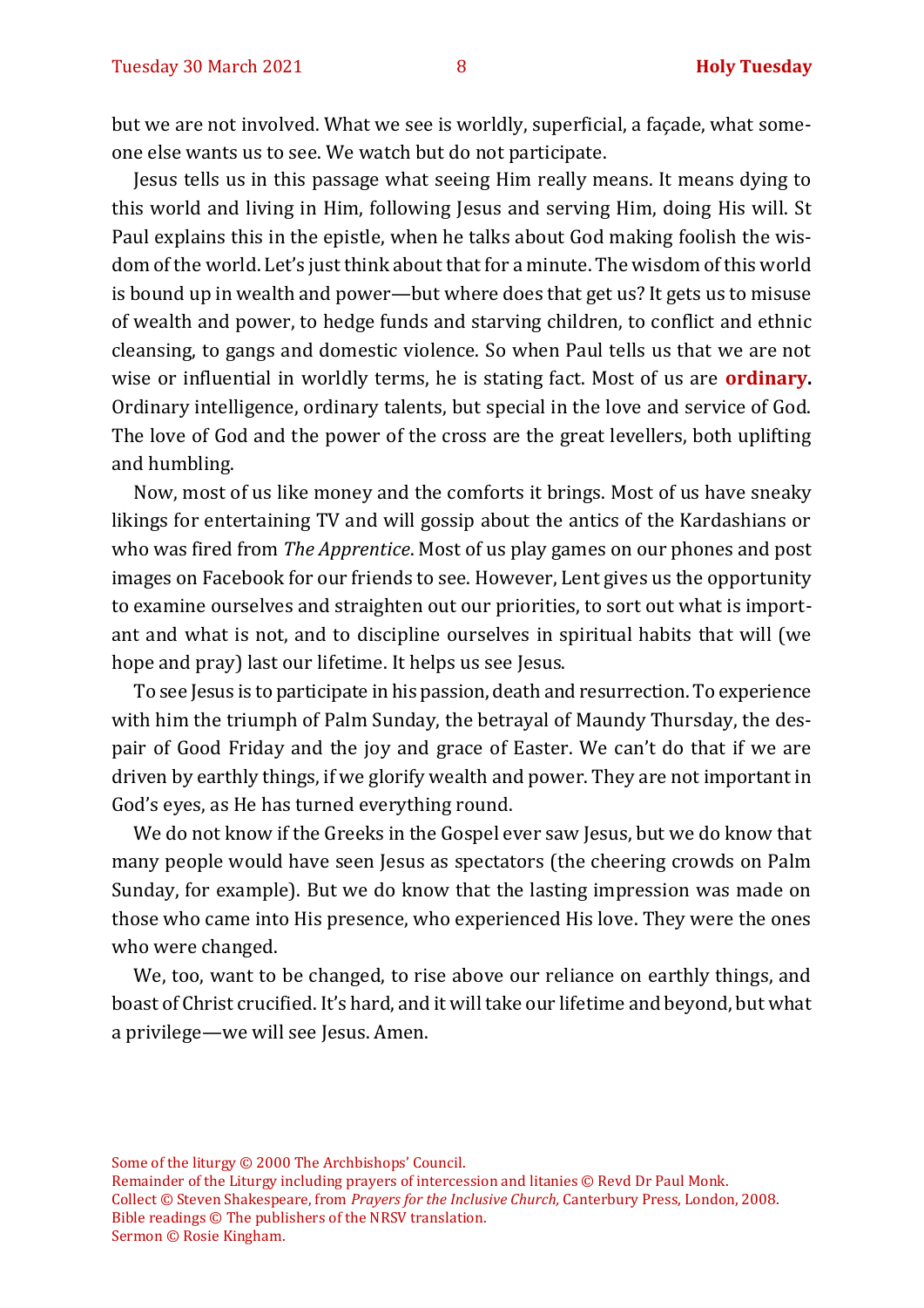but we are not involved. What we see is worldly, superficial, a façade, what someone else wants us to see. We watch but do not participate.

Jesus tells us in this passage what seeing Him really means. It means dying to this world and living in Him, following Jesus and serving Him, doing His will. St Paul explains this in the epistle, when he talks about God making foolish the wisdom of the world. Let's just think about that for a minute. The wisdom of this world is bound up in wealth and power—but where does that get us? It gets us to misuse of wealth and power, to hedge funds and starving children, to conflict and ethnic cleansing, to gangs and domestic violence. So when Paul tells us that we are not wise or influential in worldly terms, he is stating fact. Most of us are **ordinary.** Ordinary intelligence, ordinary talents, but special in the love and service of God. The love of God and the power of the cross are the great levellers, both uplifting and humbling.

Now, most of us like money and the comforts it brings. Most of us have sneaky likings for entertaining TV and will gossip about the antics of the Kardashians or who was fired from *The Apprentice*. Most of us play games on our phones and post images on Facebook for our friends to see. However, Lent gives us the opportunity to examine ourselves and straighten out our priorities, to sort out what is important and what is not, and to discipline ourselves in spiritual habits that will (we hope and pray) last our lifetime. It helps us see Jesus.

To see Jesus is to participate in his passion, death and resurrection. To experience with him the triumph of Palm Sunday, the betrayal of Maundy Thursday, the despair of Good Friday and the joy and grace of Easter. We can't do that if we are driven by earthly things, if we glorify wealth and power. They are not important in God's eyes, as He has turned everything round.

We do not know if the Greeks in the Gospel ever saw Jesus, but we do know that many people would have seen Jesus as spectators (the cheering crowds on Palm Sunday, for example). But we do know that the lasting impression was made on those who came into His presence, who experienced His love. They were the ones who were changed.

We, too, want to be changed, to rise above our reliance on earthly things, and boast of Christ crucified. It's hard, and it will take our lifetime and beyond, but what a privilege—we will see Jesus. Amen.

Some of the liturgy © 2000 The Archbishops' Council.
Remainder of the Liturgy including prayers of intercession and litanies © Revd Dr Paul Monk.
Collect © Steven Shakespeare, from *Prayers for the Inclusive Church,* Canterbury Press, London, 2008.
Bible readings © The publishers of the NRSV translation.
Sermon © Rosie Kingham.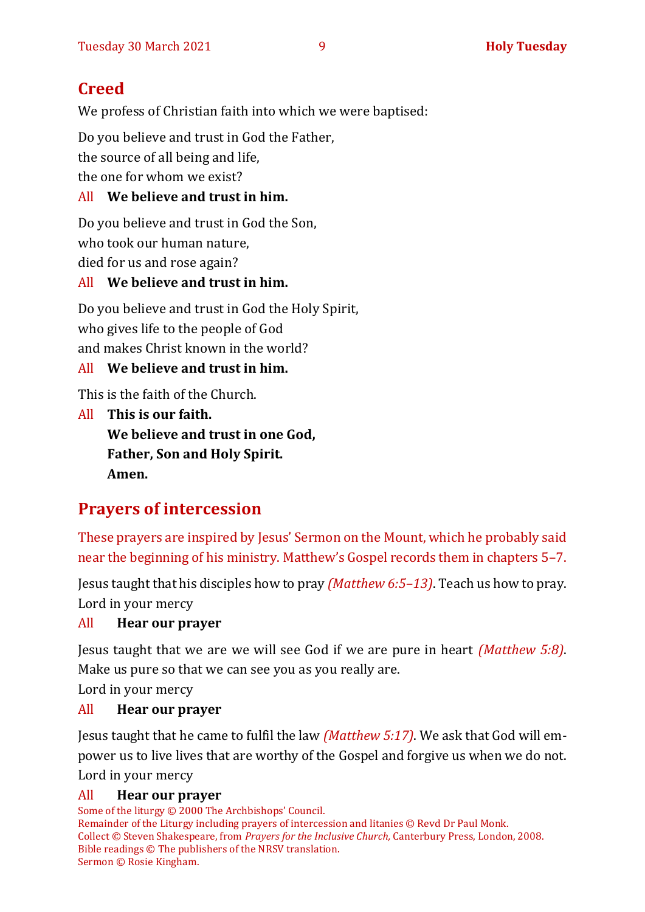## Creed

We profess of Christian faith into which we were baptised:

Do you believe and trust in God the Father,  
the source of all being and life,  
the one for whom we exist?

All **We believe and trust in him.**

Do you believe and trust in God the Son,  
who took our human nature,  
died for us and rose again?

All **We believe and trust in him.**

Do you believe and trust in God the Holy Spirit,  
who gives life to the people of God  
and makes Christ known in the world?

All **We believe and trust in him.**

This is the faith of the Church.

All **This is our faith.**  
**We believe and trust in one God,**  
**Father, Son and Holy Spirit.**  
**Amen.**

## Prayers of intercession

These prayers are inspired by Jesus' Sermon on the Mount, which he probably said near the beginning of his ministry. Matthew's Gospel records them in chapters 5–7.

Jesus taught that his disciples how to pray *(Matthew 6:5–13)*. Teach us how to pray.  
Lord in your mercy

All **Hear our prayer**

Jesus taught that we are we will see God if we are pure in heart *(Matthew 5:8)*. Make us pure so that we can see you as you really are.  
Lord in your mercy

All **Hear our prayer**

Jesus taught that he came to fulfil the law *(Matthew 5:17)*. We ask that God will empower us to live lives that are worthy of the Gospel and forgive us when we do not.  
Lord in your mercy

All **Hear our prayer**

Some of the liturgy © 2000 The Archbishops' Council.  
Remainder of the Liturgy including prayers of intercession and litanies © Revd Dr Paul Monk.  
Collect © Steven Shakespeare, from *Prayers for the Inclusive Church,* Canterbury Press, London, 2008.  
Bible readings © The publishers of the NRSV translation.  
Sermon © Rosie Kingham.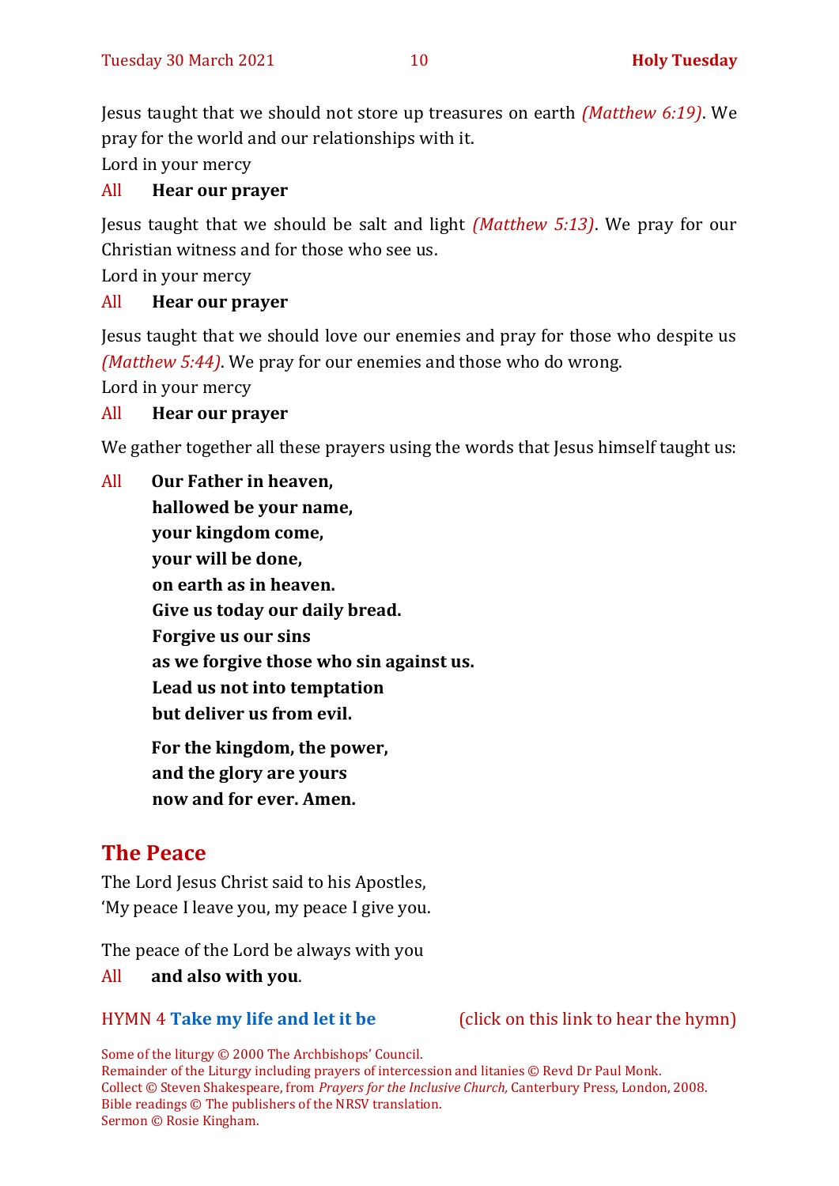Jesus taught that we should not store up treasures on earth *(Matthew 6:19)*. We pray for the world and our relationships with it.

Lord in your mercy

All **Hear our prayer**

Jesus taught that we should be salt and light *(Matthew 5:13)*. We pray for our Christian witness and for those who see us.

Lord in your mercy

All **Hear our prayer**

Jesus taught that we should love our enemies and pray for those who despite us *(Matthew 5:44)*. We pray for our enemies and those who do wrong.

Lord in your mercy

All **Hear our prayer**

We gather together all these prayers using the words that Jesus himself taught us:

All **Our Father in heaven,**
**hallowed be your name,**
**your kingdom come,**
**your will be done,**
**on earth as in heaven.**
**Give us today our daily bread.**
**Forgive us our sins**
**as we forgive those who sin against us.**
**Lead us not into temptation**
**but deliver us from evil.**

**For the kingdom, the power,**
**and the glory are yours**
**now and for ever. Amen.**

## The Peace

The Lord Jesus Christ said to his Apostles,
'My peace I leave you, my peace I give you.

The peace of the Lord be always with you

All **and also with you**.

HYMN 4 **Take my life and let it be** (click on this link to hear the hymn)

Some of the liturgy © 2000 The Archbishops' Council.
Remainder of the Liturgy including prayers of intercession and litanies © Revd Dr Paul Monk.
Collect © Steven Shakespeare, from *Prayers for the Inclusive Church,* Canterbury Press, London, 2008.
Bible readings © The publishers of the NRSV translation.
Sermon © Rosie Kingham.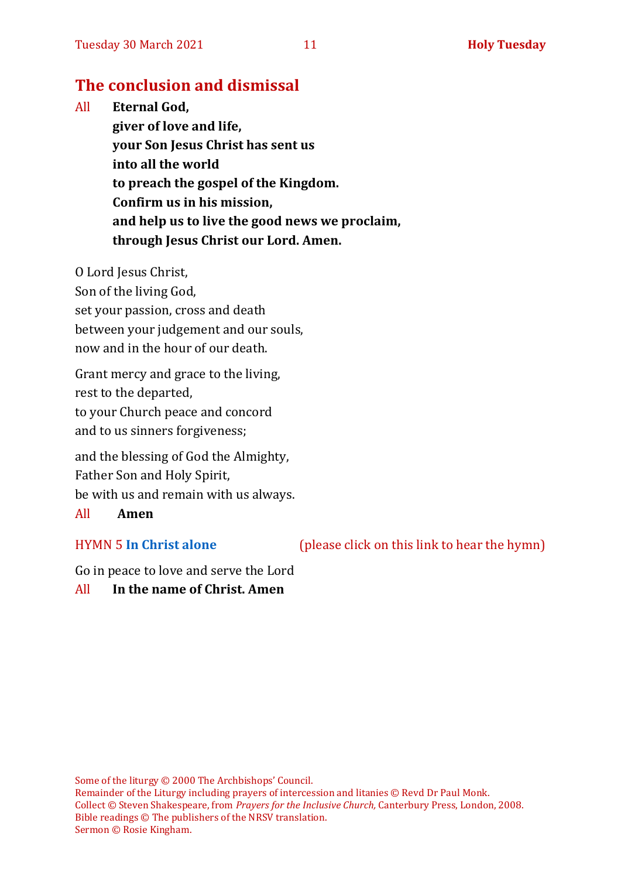## The conclusion and dismissal

All **Eternal God,**
**giver of love and life,**
**your Son Jesus Christ has sent us**
**into all the world**
**to preach the gospel of the Kingdom.**
**Confirm us in his mission,**
**and help us to live the good news we proclaim,**
**through Jesus Christ our Lord. Amen.**

O Lord Jesus Christ,
Son of the living God,
set your passion, cross and death
between your judgement and our souls,
now and in the hour of our death.

Grant mercy and grace to the living,
rest to the departed,
to your Church peace and concord
and to us sinners forgiveness;

and the blessing of God the Almighty,
Father Son and Holy Spirit,
be with us and remain with us always.

All **Amen**

HYMN 5 **In Christ alone** (please click on this link to hear the hymn)

Go in peace to love and serve the Lord

All **In the name of Christ. Amen**

Some of the liturgy © 2000 The Archbishops' Council.
Remainder of the Liturgy including prayers of intercession and litanies © Revd Dr Paul Monk.
Collect © Steven Shakespeare, from *Prayers for the Inclusive Church,* Canterbury Press, London, 2008.
Bible readings © The publishers of the NRSV translation.
Sermon © Rosie Kingham.